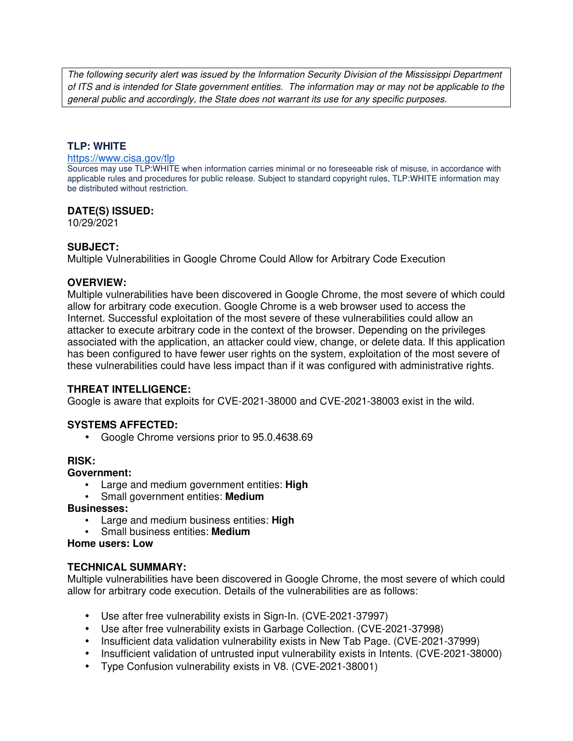*The following security alert was issued by the Information Security Division of the Mississippi Department of ITS and is intended for State government entities. The information may or may not be applicable to the general public and accordingly, the State does not warrant its use for any specific purposes.*

**TLP: WHITE**

https://www.cisa.gov/tlp

Sources may use TLP:WHITE when information carries minimal or no foreseeable risk of misuse, in accordance with applicable rules and procedures for public release. Subject to standard copyright rules, TLP:WHITE information may be distributed without restriction.

**DATE(S) ISSUED:**

10/29/2021

**SUBJECT:**

Multiple Vulnerabilities in Google Chrome Could Allow for Arbitrary Code Execution

**OVERVIEW:**

Multiple vulnerabilities have been discovered in Google Chrome, the most severe of which could allow for arbitrary code execution. Google Chrome is a web browser used to access the Internet. Successful exploitation of the most severe of these vulnerabilities could allow an attacker to execute arbitrary code in the context of the browser. Depending on the privileges associated with the application, an attacker could view, change, or delete data. If this application has been configured to have fewer user rights on the system, exploitation of the most severe of these vulnerabilities could have less impact than if it was configured with administrative rights.

**THREAT INTELLIGENCE:**

Google is aware that exploits for CVE-2021-38000 and CVE-2021-38003 exist in the wild.

**SYSTEMS AFFECTED:**

- Google Chrome versions prior to 95.0.4638.69

**RISK:**

**Government:**

- Large and medium government entities: **High**
- Small government entities: **Medium**

**Businesses:**

- Large and medium business entities: **High**
- Small business entities: **Medium**

**Home users: Low**

**TECHNICAL SUMMARY:**

Multiple vulnerabilities have been discovered in Google Chrome, the most severe of which could allow for arbitrary code execution. Details of the vulnerabilities are as follows:

- Use after free vulnerability exists in Sign-In. (CVE-2021-37997)
- Use after free vulnerability exists in Garbage Collection. (CVE-2021-37998)
- Insufficient data validation vulnerability exists in New Tab Page. (CVE-2021-37999)
- Insufficient validation of untrusted input vulnerability exists in Intents. (CVE-2021-38000)
- Type Confusion vulnerability exists in V8. (CVE-2021-38001)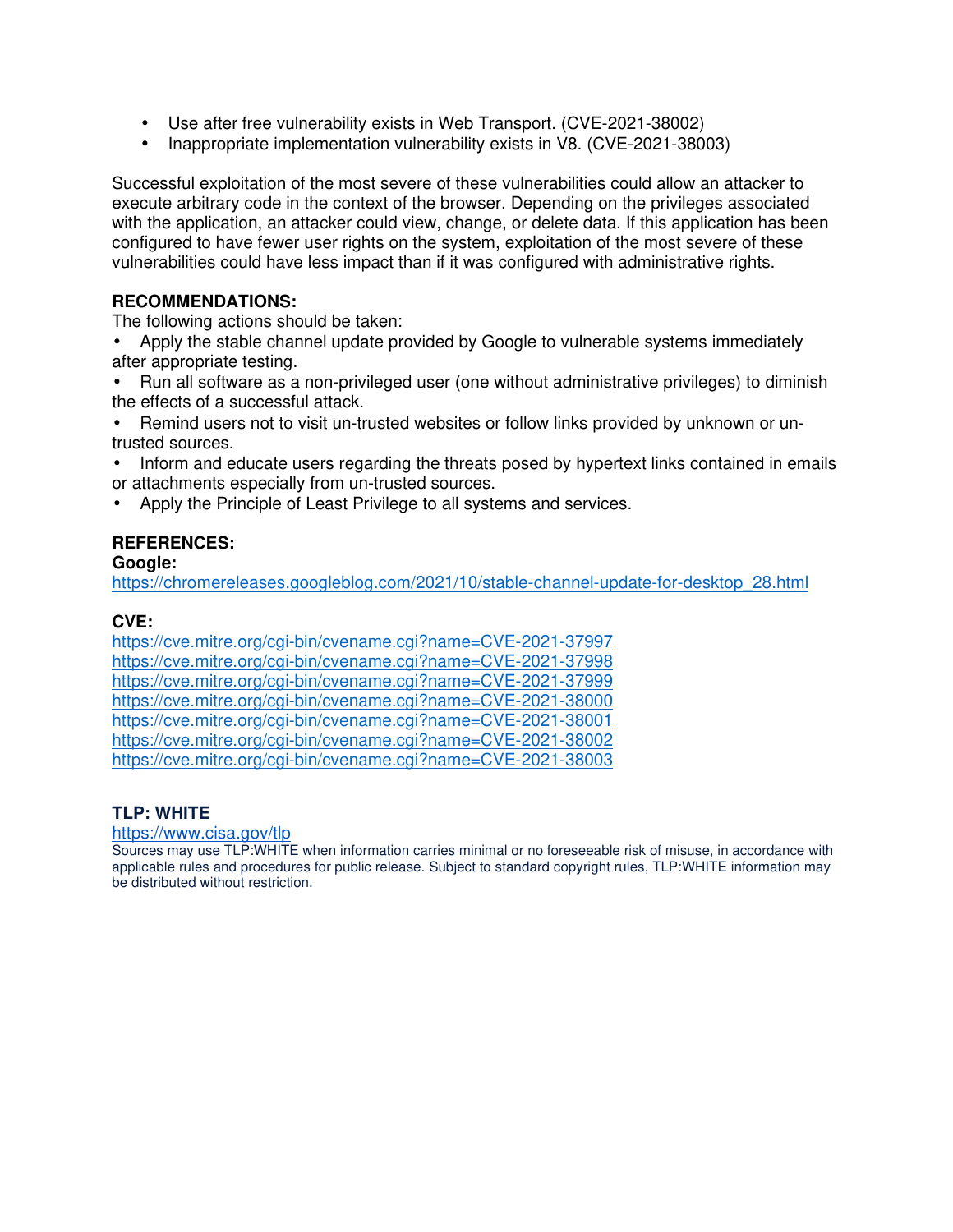- Use after free vulnerability exists in Web Transport. (CVE-2021-38002)
- Inappropriate implementation vulnerability exists in V8. (CVE-2021-38003)

Successful exploitation of the most severe of these vulnerabilities could allow an attacker to execute arbitrary code in the context of the browser. Depending on the privileges associated with the application, an attacker could view, change, or delete data. If this application has been configured to have fewer user rights on the system, exploitation of the most severe of these vulnerabilities could have less impact than if it was configured with administrative rights.

**RECOMMENDATIONS:**

The following actions should be taken:

- Apply the stable channel update provided by Google to vulnerable systems immediately after appropriate testing.
- Run all software as a non-privileged user (one without administrative privileges) to diminish the effects of a successful attack.
- Remind users not to visit un-trusted websites or follow links provided by unknown or un-trusted sources.
- Inform and educate users regarding the threats posed by hypertext links contained in emails or attachments especially from un-trusted sources.
- Apply the Principle of Least Privilege to all systems and services.

**REFERENCES:**

**Google:**

https://chromereleases.googleblog.com/2021/10/stable-channel-update-for-desktop_28.html

**CVE:**

https://cve.mitre.org/cgi-bin/cvename.cgi?name=CVE-2021-37997
https://cve.mitre.org/cgi-bin/cvename.cgi?name=CVE-2021-37998
https://cve.mitre.org/cgi-bin/cvename.cgi?name=CVE-2021-37999
https://cve.mitre.org/cgi-bin/cvename.cgi?name=CVE-2021-38000
https://cve.mitre.org/cgi-bin/cvename.cgi?name=CVE-2021-38001
https://cve.mitre.org/cgi-bin/cvename.cgi?name=CVE-2021-38002
https://cve.mitre.org/cgi-bin/cvename.cgi?name=CVE-2021-38003

**TLP: WHITE**

https://www.cisa.gov/tlp

Sources may use TLP:WHITE when information carries minimal or no foreseeable risk of misuse, in accordance with applicable rules and procedures for public release. Subject to standard copyright rules, TLP:WHITE information may be distributed without restriction.